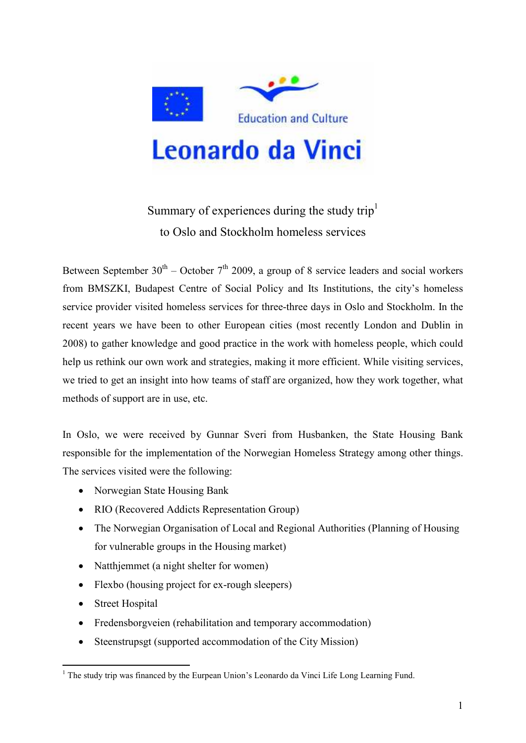Education and Culture

Leonardo da Vinci

Summary of experiences during the study trip[1]
to Oslo and Stockholm homeless services

Between September 30th – October 7th 2009, a group of 8 service leaders and social workers from BMSZKI, Budapest Centre of Social Policy and Its Institutions, the city's homeless service provider visited homeless services for three-three days in Oslo and Stockholm. In the recent years we have been to other European cities (most recently London and Dublin in 2008) to gather knowledge and good practice in the work with homeless people, which could help us rethink our own work and strategies, making it more efficient. While visiting services, we tried to get an insight into how teams of staff are organized, how they work together, what methods of support are in use, etc.

In Oslo, we were received by Gunnar Sveri from Husbanken, the State Housing Bank responsible for the implementation of the Norwegian Homeless Strategy among other things. The services visited were the following:

- Norwegian State Housing Bank
- RIO (Recovered Addicts Representation Group)
- The Norwegian Organisation of Local and Regional Authorities (Planning of Housing for vulnerable groups in the Housing market)
- Natthjemmet (a night shelter for women)
- Flexbo (housing project for ex-rough sleepers)
- Street Hospital
- Fredensborgveien (rehabilitation and temporary accommodation)
- Steenstrupsgt (supported accommodation of the City Mission)

[1] The study trip was financed by the Eurpean Union's Leonardo da Vinci Life Long Learning Fund.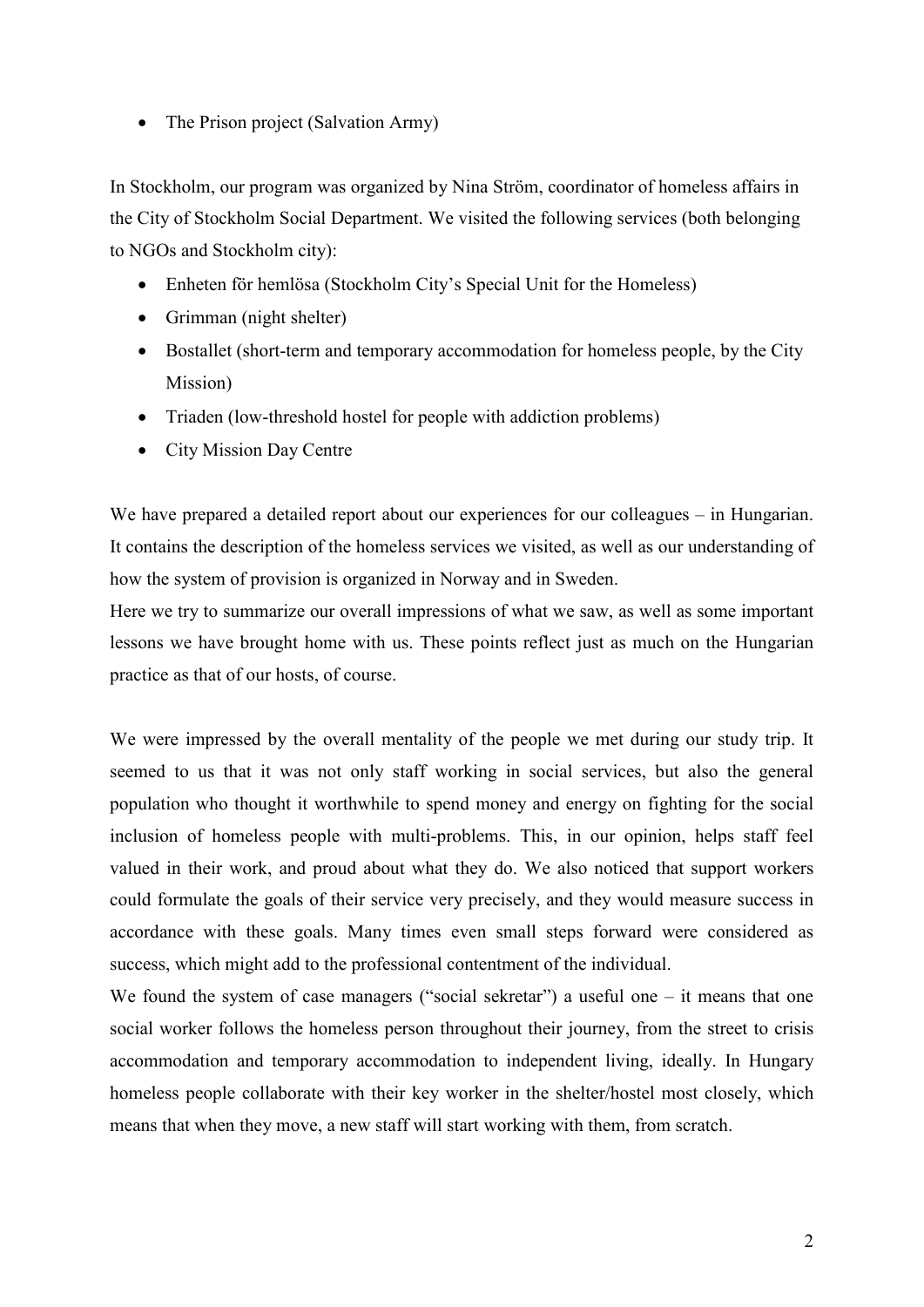- The Prison project (Salvation Army)

In Stockholm, our program was organized by Nina Ström, coordinator of homeless affairs in the City of Stockholm Social Department. We visited the following services (both belonging to NGOs and Stockholm city):

- Enheten för hemlösa (Stockholm City's Special Unit for the Homeless)
- Grimman (night shelter)
- Bostallet (short-term and temporary accommodation for homeless people, by the City Mission)
- Triaden (low-threshold hostel for people with addiction problems)
- City Mission Day Centre

We have prepared a detailed report about our experiences for our colleagues – in Hungarian. It contains the description of the homeless services we visited, as well as our understanding of how the system of provision is organized in Norway and in Sweden.

Here we try to summarize our overall impressions of what we saw, as well as some important lessons we have brought home with us. These points reflect just as much on the Hungarian practice as that of our hosts, of course.

We were impressed by the overall mentality of the people we met during our study trip. It seemed to us that it was not only staff working in social services, but also the general population who thought it worthwhile to spend money and energy on fighting for the social inclusion of homeless people with multi-problems. This, in our opinion, helps staff feel valued in their work, and proud about what they do. We also noticed that support workers could formulate the goals of their service very precisely, and they would measure success in accordance with these goals. Many times even small steps forward were considered as success, which might add to the professional contentment of the individual.

We found the system of case managers ("social sekretar") a useful one – it means that one social worker follows the homeless person throughout their journey, from the street to crisis accommodation and temporary accommodation to independent living, ideally. In Hungary homeless people collaborate with their key worker in the shelter/hostel most closely, which means that when they move, a new staff will start working with them, from scratch.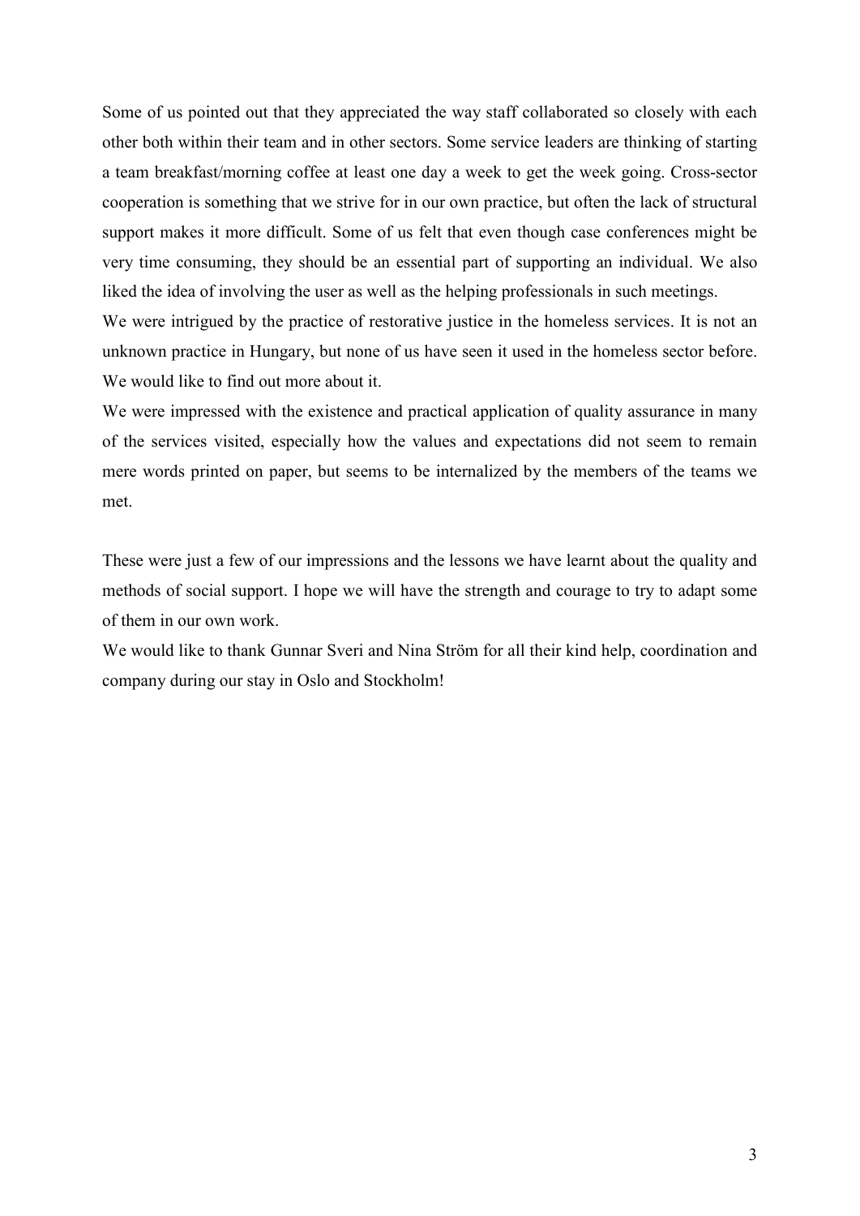Some of us pointed out that they appreciated the way staff collaborated so closely with each other both within their team and in other sectors. Some service leaders are thinking of starting a team breakfast/morning coffee at least one day a week to get the week going. Cross-sector cooperation is something that we strive for in our own practice, but often the lack of structural support makes it more difficult. Some of us felt that even though case conferences might be very time consuming, they should be an essential part of supporting an individual. We also liked the idea of involving the user as well as the helping professionals in such meetings.

We were intrigued by the practice of restorative justice in the homeless services. It is not an unknown practice in Hungary, but none of us have seen it used in the homeless sector before. We would like to find out more about it.

We were impressed with the existence and practical application of quality assurance in many of the services visited, especially how the values and expectations did not seem to remain mere words printed on paper, but seems to be internalized by the members of the teams we met.

These were just a few of our impressions and the lessons we have learnt about the quality and methods of social support. I hope we will have the strength and courage to try to adapt some of them in our own work.

We would like to thank Gunnar Sveri and Nina Ström for all their kind help, coordination and company during our stay in Oslo and Stockholm!